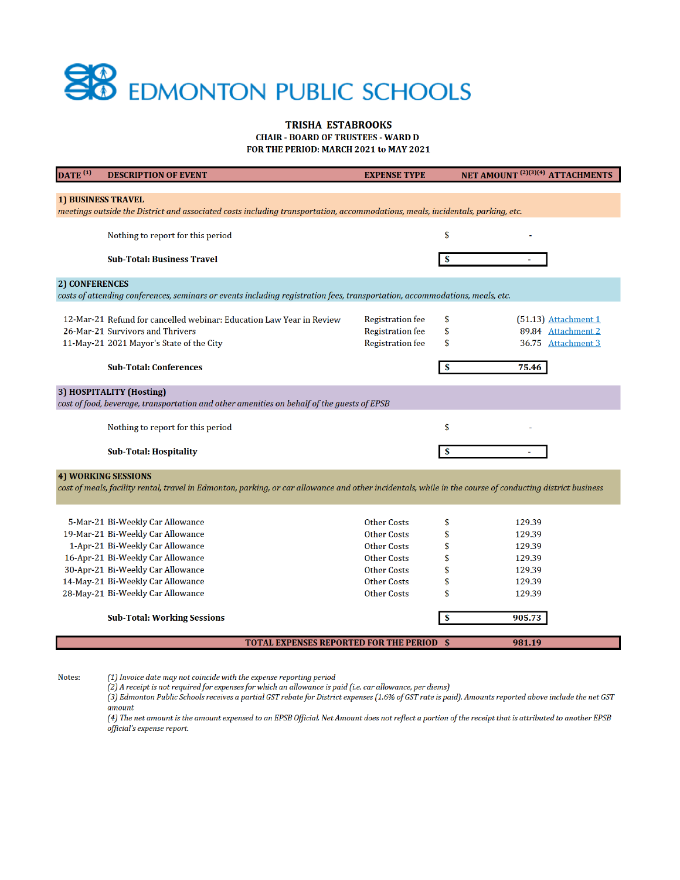# EDMONTON PUBLIC SCHOOLS

**TRISHA ESTABROOKS**

**CHAIR - BOARD OF TRUSTEES - WARD D**

**FOR THE PERIOD: MARCH 2021 to MAY 2021**

| DATE [1] | DESCRIPTION OF EVENT | EXPENSE TYPE | NET AMOUNT [2][3][4] | | ATTACHMENTS |
|---|---|---|---|---|---|
| **1) BUSINESS TRAVEL** *meetings outside the District and associated costs including transportation, accommodations, meals, incidentals, parking, etc.* | | | | | |
| | Nothing to report for this period | | $ | - | |
| | **Sub-Total: Business Travel** | | **$** | **-** | |
| **2) CONFERENCES** *costs of attending conferences, seminars or events including registration fees, transportation, accommodations, meals, etc.* | | | | | |
| 12-Mar-21 | Refund for cancelled webinar: Education Law Year in Review | Registration fee | $ | (51.13) | Attachment 1 |
| 26-Mar-21 | Survivors and Thrivers | Registration fee | $ | 89.84 | Attachment 2 |
| 11-May-21 | 2021 Mayor's State of the City | Registration fee | $ | 36.75 | Attachment 3 |
| | **Sub-Total: Conferences** | | **$** | **75.46** | |
| **3) HOSPITALITY (Hosting)** *cost of food, beverage, transportation and other amenities on behalf of the guests of EPSB* | | | | | |
| | Nothing to report for this period | | $ | - | |
| | **Sub-Total: Hospitality** | | **$** | **-** | |
| **4) WORKING SESSIONS** *cost of meals, facility rental, travel in Edmonton, parking, or car allowance and other incidentals, while in the course of conducting district business* | | | | | |
| 5-Mar-21 | Bi-Weekly Car Allowance | Other Costs | $ | 129.39 | |
| 19-Mar-21 | Bi-Weekly Car Allowance | Other Costs | $ | 129.39 | |
| 1-Apr-21 | Bi-Weekly Car Allowance | Other Costs | $ | 129.39 | |
| 16-Apr-21 | Bi-Weekly Car Allowance | Other Costs | $ | 129.39 | |
| 30-Apr-21 | Bi-Weekly Car Allowance | Other Costs | $ | 129.39 | |
| 14-May-21 | Bi-Weekly Car Allowance | Other Costs | $ | 129.39 | |
| 28-May-21 | Bi-Weekly Car Allowance | Other Costs | $ | 129.39 | |
| | **Sub-Total: Working Sessions** | | **$** | **905.73** | |
| | **TOTAL EXPENSES REPORTED FOR THE PERIOD** | | **$** | **981.19** | |

Notes:

*(1) Invoice date may not coincide with the expense reporting period*

*(2) A receipt is not required for expenses for which an allowance is paid (i.e. car allowance, per diems)*

*(3) Edmonton Public Schools receives a partial GST rebate for District expenses (1.6% of GST rate is paid). Amounts reported above include the net GST amount*

*(4) The net amount is the amount expensed to an EPSB Official. Net Amount does not reflect a portion of the receipt that is attributed to another EPSB official's expense report.*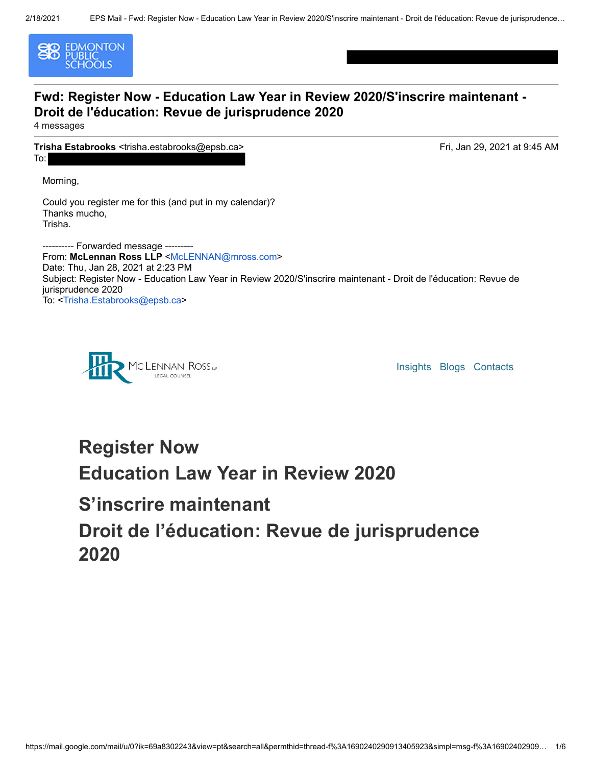EDMONTON PUBLIC SCHOOLS

# Fwd: Register Now - Education Law Year in Review 2020/S'inscrire maintenant - Droit de l'éducation: Revue de jurisprudence 2020

4 messages

**Trisha Estabrooks** <trisha.estabrooks@epsb.ca> Fri, Jan 29, 2021 at 9:45 AM
To:

Morning,

Could you register me for this (and put in my calendar)?
Thanks mucho,
Trisha.

---------- Forwarded message ---------
From: **McLennan Ross LLP** <McLENNAN@mross.com>
Date: Thu, Jan 28, 2021 at 2:23 PM
Subject: Register Now - Education Law Year in Review 2020/S'inscrire maintenant - Droit de l'éducation: Revue de jurisprudence 2020
To: <Trisha.Estabrooks@epsb.ca>

McLENNAN ROSS LLP LEGAL COUNSEL

Insights Blogs Contacts

## Register Now

## Education Law Year in Review 2020

## S'inscrire maintenant

## Droit de l'éducation: Revue de jurisprudence 2020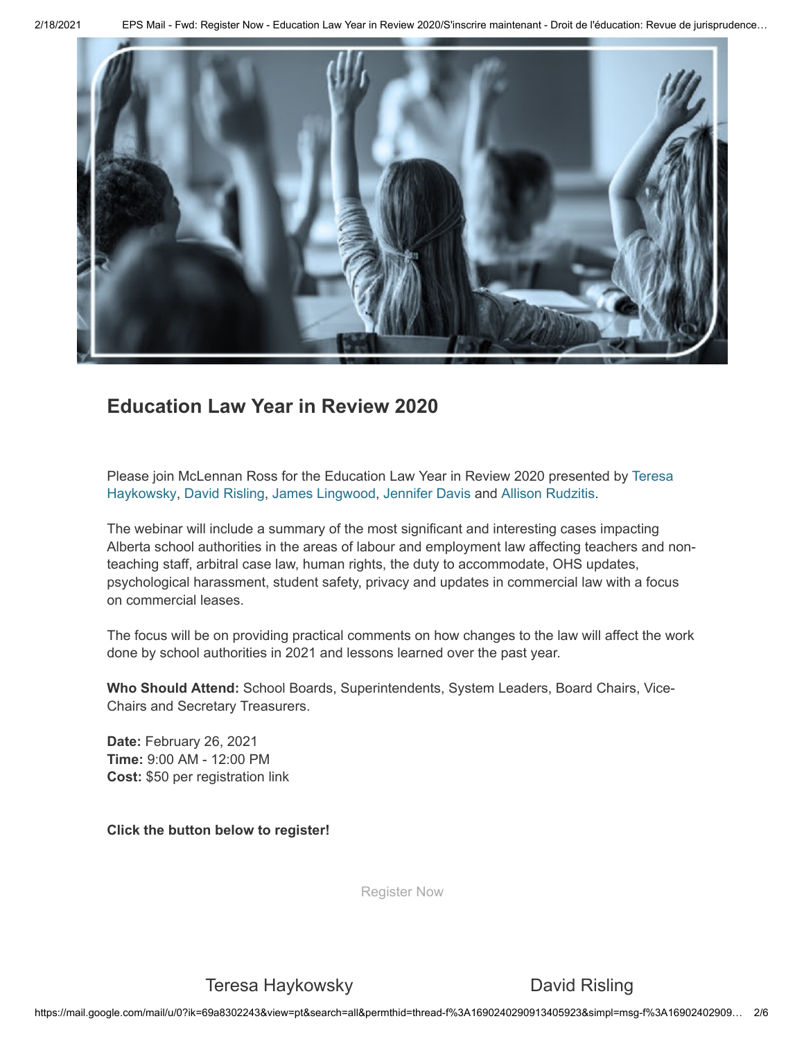## Education Law Year in Review 2020

Please join McLennan Ross for the Education Law Year in Review 2020 presented by Teresa Haykowsky, David Risling, James Lingwood, Jennifer Davis and Allison Rudzitis.

The webinar will include a summary of the most significant and interesting cases impacting Alberta school authorities in the areas of labour and employment law affecting teachers and non-teaching staff, arbitral case law, human rights, the duty to accommodate, OHS updates, psychological harassment, student safety, privacy and updates in commercial law with a focus on commercial leases.

The focus will be on providing practical comments on how changes to the law will affect the work done by school authorities in 2021 and lessons learned over the past year.

**Who Should Attend:** School Boards, Superintendents, System Leaders, Board Chairs, Vice-Chairs and Secretary Treasurers.

**Date:** February 26, 2021
**Time:** 9:00 AM - 12:00 PM
**Cost:** $50 per registration link

**Click the button below to register!**

Register Now

Teresa Haykowsky

David Risling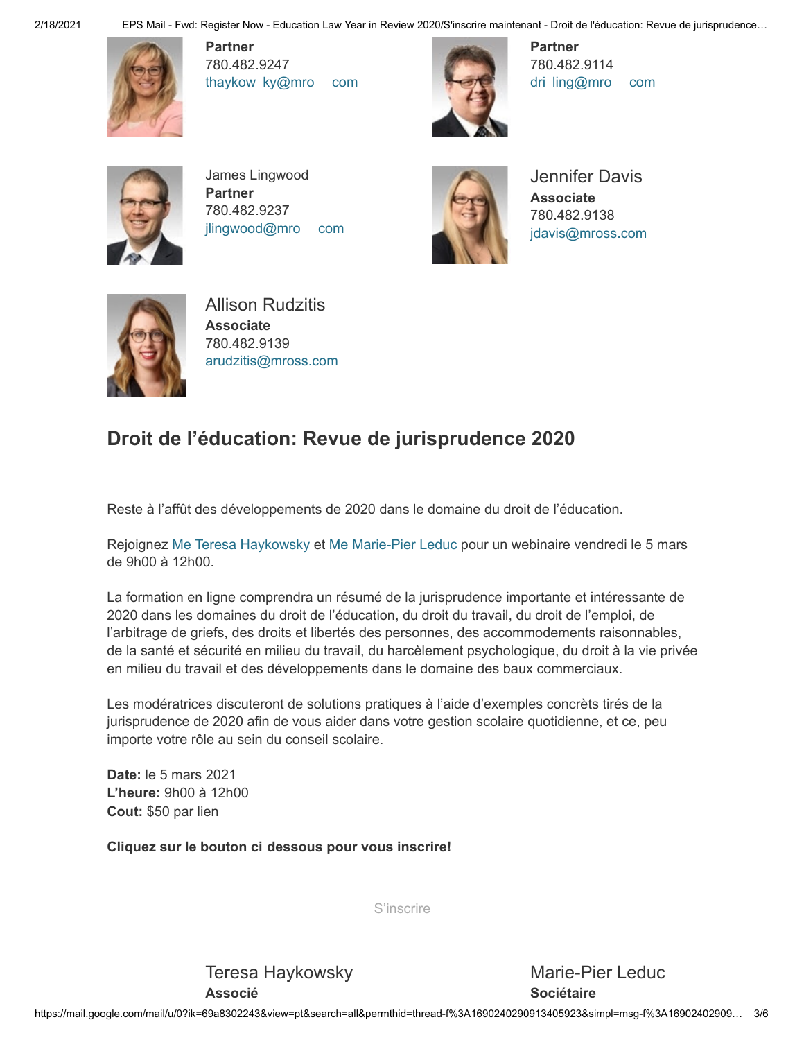**Partner**
780.482.9247
thaykow ky@mro com

**Partner**
780.482.9114
dri ling@mro com

James Lingwood
**Partner**
780.482.9237
jlingwood@mro com

Jennifer Davis
**Associate**
780.482.9138
jdavis@mross.com

Allison Rudzitis
**Associate**
780.482.9139
arudzitis@mross.com

## Droit de l'éducation: Revue de jurisprudence 2020

Reste à l'affût des développements de 2020 dans le domaine du droit de l'éducation.

Rejoignez Me Teresa Haykowsky et Me Marie-Pier Leduc pour un webinaire vendredi le 5 mars de 9h00 à 12h00.

La formation en ligne comprendra un résumé de la jurisprudence importante et intéressante de 2020 dans les domaines du droit de l'éducation, du droit du travail, du droit de l'emploi, de l'arbitrage de griefs, des droits et libertés des personnes, des accommodements raisonnables, de la santé et sécurité en milieu du travail, du harcèlement psychologique, du droit à la vie privée en milieu du travail et des développements dans le domaine des baux commerciaux.

Les modératrices discuteront de solutions pratiques à l'aide d'exemples concrèts tirés de la jurisprudence de 2020 afin de vous aider dans votre gestion scolaire quotidienne, et ce, peu importe votre rôle au sein du conseil scolaire.

**Date:** le 5 mars 2021
**L'heure:** 9h00 à 12h00
**Cout:** $50 par lien

**Cliquez sur le bouton ci dessous pour vous inscrire!**

S'inscrire

Teresa Haykowsky
**Associé**

Marie-Pier Leduc
**Sociétaire**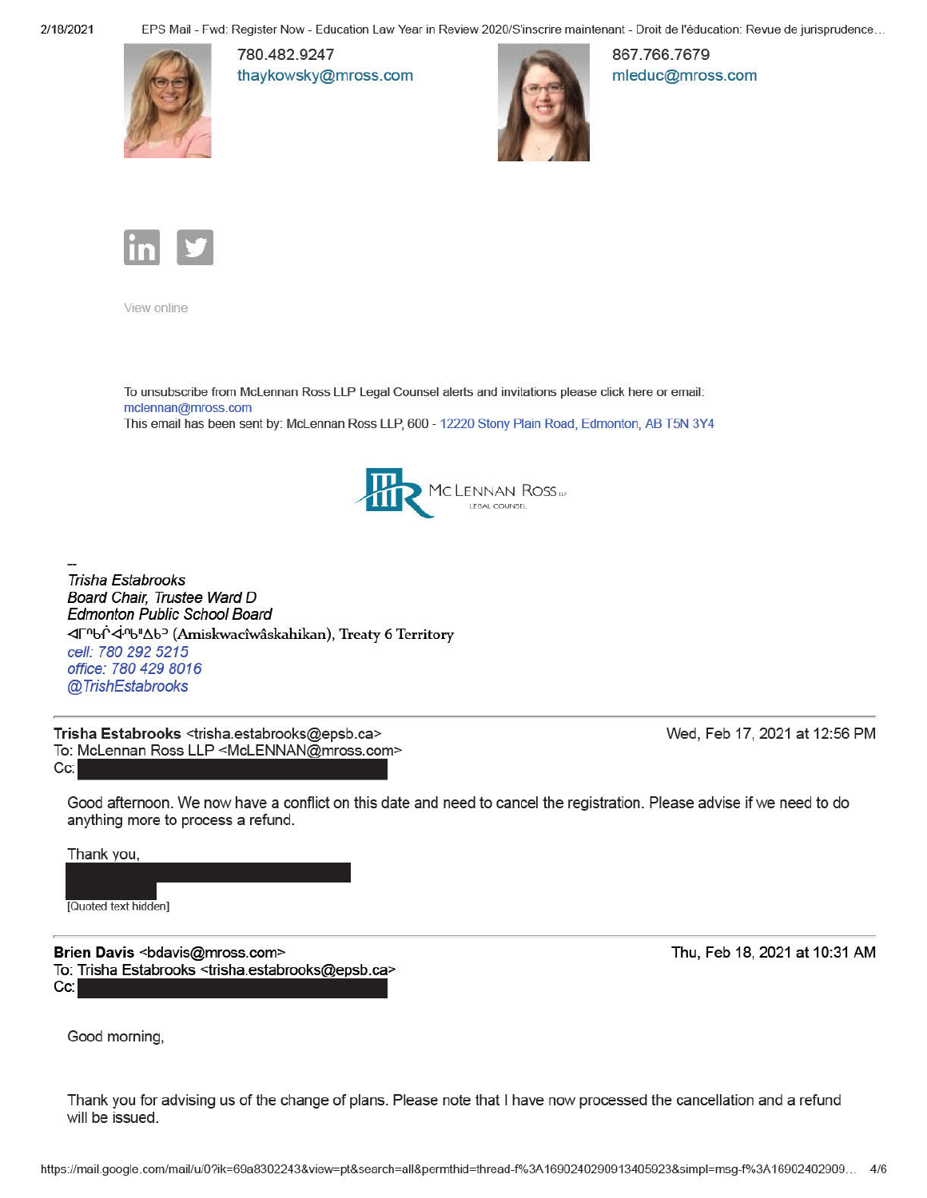780.482.9247
thaykowsky@mross.com

867.766.7679
mleduc@mross.com

View online

To unsubscribe from McLennan Ross LLP Legal Counsel alerts and invitations please click here or email: mclennan@mross.com
This email has been sent by: McLennan Ross LLP, 600 - 12220 Stony Plain Road, Edmonton, AB T5N 3Y4

McLennan Ross LLP
LEGAL COUNSEL

--
*Trisha Estabrooks*
*Board Chair, Trustee Ward D*
*Edmonton Public School Board*
ᐊᒥᐢᑲᐧᒌᐚᐢᑲᐦᐃᑲᐣ (Amiskwaciwâskahikan), Treaty 6 Territory
*cell: 780 292 5215*
*office: 780 429 8016*
*@TrishEstabrooks*

---

**Trisha Estabrooks** <trisha.estabrooks@epsb.ca> — Wed, Feb 17, 2021 at 12:56 PM
To: McLennan Ross LLP <McLENNAN@mross.com>
Cc: [redacted]

Good afternoon. We now have a conflict on this date and need to cancel the registration. Please advise if we need to do anything more to process a refund.

Thank you,
[redacted]

[Quoted text hidden]

---

**Brien Davis** <bdavis@mross.com> — Thu, Feb 18, 2021 at 10:31 AM
To: Trisha Estabrooks <trisha.estabrooks@epsb.ca>
Cc: [redacted]

Good morning,

Thank you for advising us of the change of plans. Please note that I have now processed the cancellation and a refund will be issued.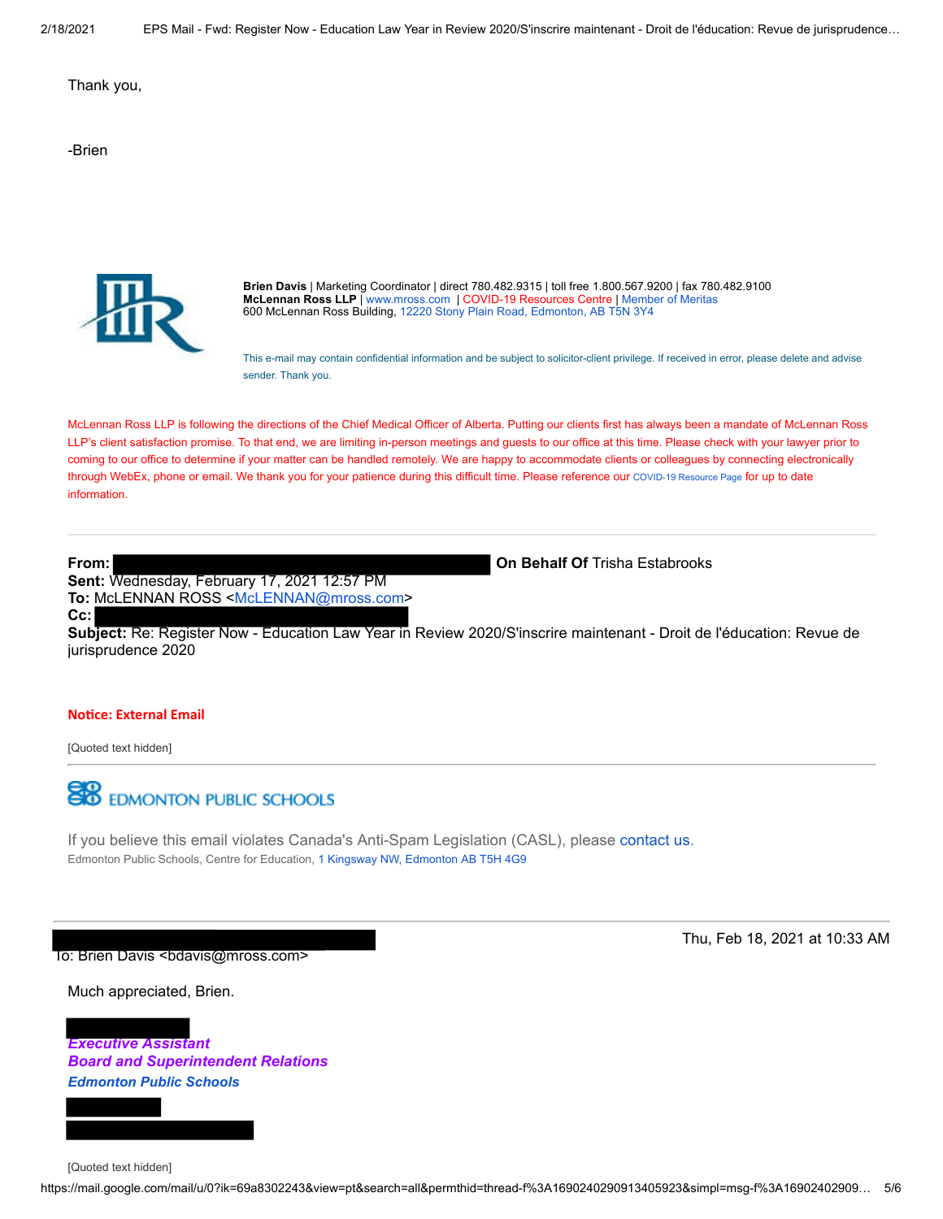Thank you,

-Brien

**Brien Davis** | Marketing Coordinator | direct 780.482.9315 | toll free 1.800.567.9200 | fax 780.482.9100
**McLennan Ross LLP** | www.mross.com | COVID-19 Resources Centre | Member of Meritas
600 McLennan Ross Building, 12220 Stony Plain Road, Edmonton, AB T5N 3Y4

This e-mail may contain confidential information and be subject to solicitor-client privilege. If received in error, please delete and advise sender. Thank you.

McLennan Ross LLP is following the directions of the Chief Medical Officer of Alberta. Putting our clients first has always been a mandate of McLennan Ross LLP's client satisfaction promise. To that end, we are limiting in-person meetings and guests to our office at this time. Please check with your lawyer prior to coming to our office to determine if your matter can be handled remotely. We are happy to accommodate clients or colleagues by connecting electronically through WebEx, phone or email. We thank you for your patience during this difficult time. Please reference our COVID-19 Resource Page for up to date information.

---

**From:** ██████ **On Behalf Of** Trisha Estabrooks
**Sent:** Wednesday, February 17, 2021 12:57 PM
**To:** McLENNAN ROSS <McLENNAN@mross.com>
**Cc:** ██████
**Subject:** Re: Register Now - Education Law Year in Review 2020/S'inscrire maintenant - Droit de l'éducation: Revue de jurisprudence 2020

**Notice: External Email**

[Quoted text hidden]

---

EDMONTON PUBLIC SCHOOLS

If you believe this email violates Canada's Anti-Spam Legislation (CASL), please contact us.
Edmonton Public Schools, Centre for Education, 1 Kingsway NW, Edmonton AB T5H 4G9

---

██████ Thu, Feb 18, 2021 at 10:33 AM
To: Brien Davis <bdavis@mross.com>

Much appreciated, Brien.

██████
***Executive Assistant***
***Board and Superintendent Relations***
***Edmonton Public Schools***

██████
██████

[Quoted text hidden]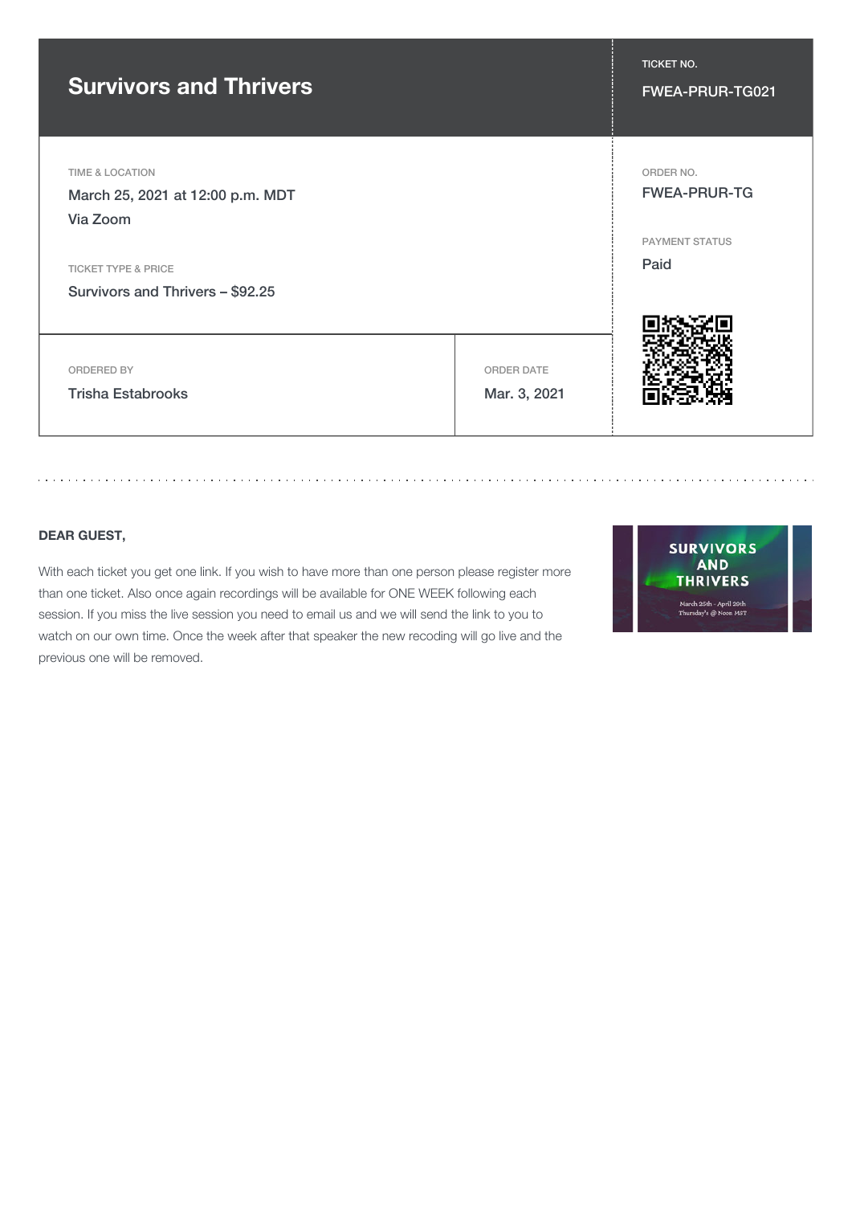# Survivors and Thrivers

**TICKET NO.**
FWEA-PRUR-TG021

**TIME & LOCATION**
March 25, 2021 at 12:00 p.m. MDT
Via Zoom

**TICKET TYPE & PRICE**
Survivors and Thrivers – $92.25

**ORDER NO.**
FWEA-PRUR-TG

**PAYMENT STATUS**
Paid

**ORDERED BY**
Trisha Estabrooks

**ORDER DATE**
Mar. 3, 2021

---

**DEAR GUEST,**

With each ticket you get one link. If you wish to have more than one person please register more than one ticket. Also once again recordings will be available for ONE WEEK following each session. If you miss the live session you need to email us and we will send the link to you to watch on our own time. Once the week after that speaker the new recoding will go live and the previous one will be removed.

SURVIVORS AND THRIVERS

March 25th - April 29th
Thursday's @ Noon MST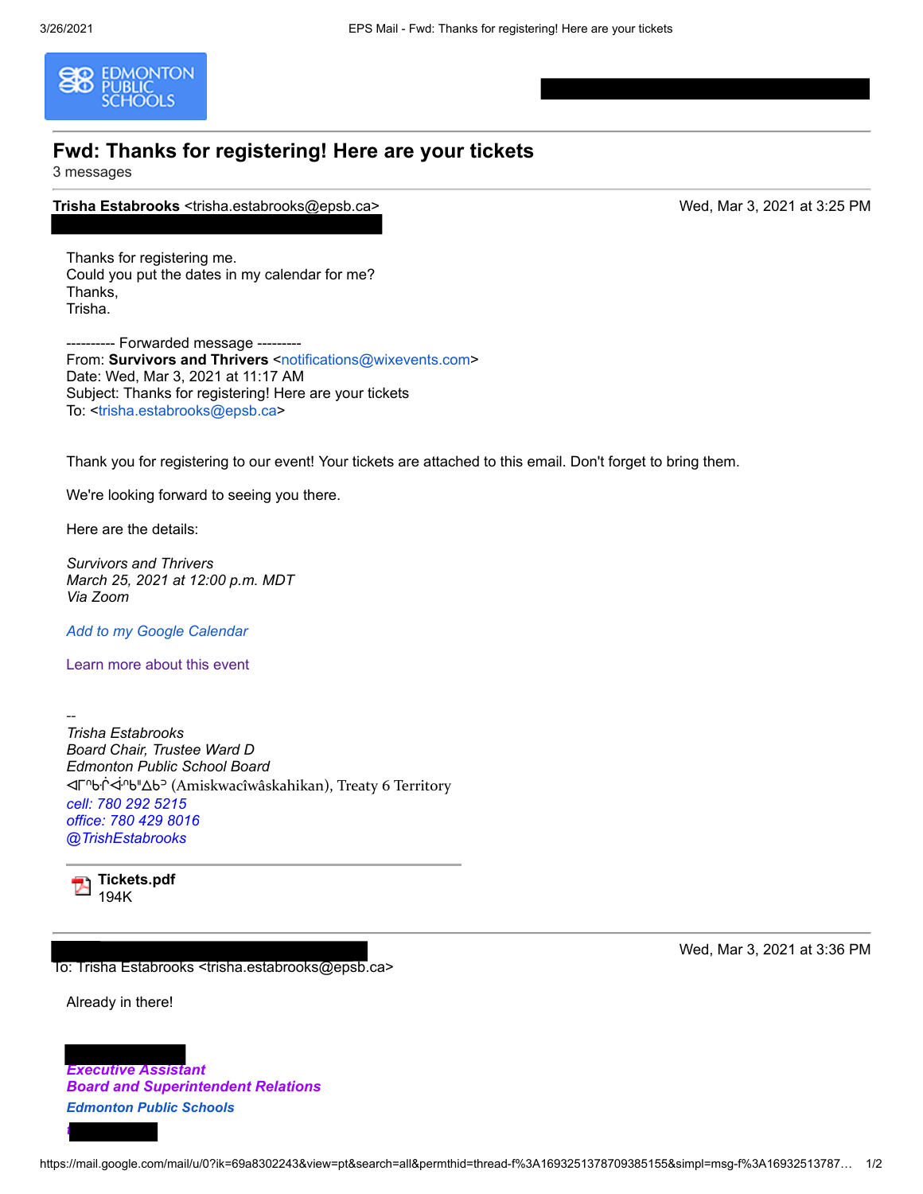# Fwd: Thanks for registering! Here are your tickets

3 messages

**Trisha Estabrooks** <trisha.estabrooks@epsb.ca> Wed, Mar 3, 2021 at 3:25 PM

Thanks for registering me.
Could you put the dates in my calendar for me?
Thanks,
Trisha.

---------- Forwarded message ---------
From: **Survivors and Thrivers** <notifications@wixevents.com>
Date: Wed, Mar 3, 2021 at 11:17 AM
Subject: Thanks for registering! Here are your tickets
To: <trisha.estabrooks@epsb.ca>

Thank you for registering to our event! Your tickets are attached to this email. Don't forget to bring them.

We're looking forward to seeing you there.

Here are the details:

*Survivors and Thrivers*
*March 25, 2021 at 12:00 p.m. MDT*
*Via Zoom*

*Add to my Google Calendar*

Learn more about this event

--
*Trisha Estabrooks*
*Board Chair, Trustee Ward D*
*Edmonton Public School Board*
ᐊᒥᐢᑲᐧᒌᐚᐢᑲᐦᐃᑲᐣ (Amiskwacîwâskahikan), Treaty 6 Territory
*cell: 780 292 5215*
*office: 780 429 8016*
*@TrishEstabrooks*

**Tickets.pdf**
194K

---

Wed, Mar 3, 2021 at 3:36 PM
To: Trisha Estabrooks <trisha.estabrooks@epsb.ca>

Already in there!

***Executive Assistant***
***Board and Superintendent Relations***
***Edmonton Public Schools***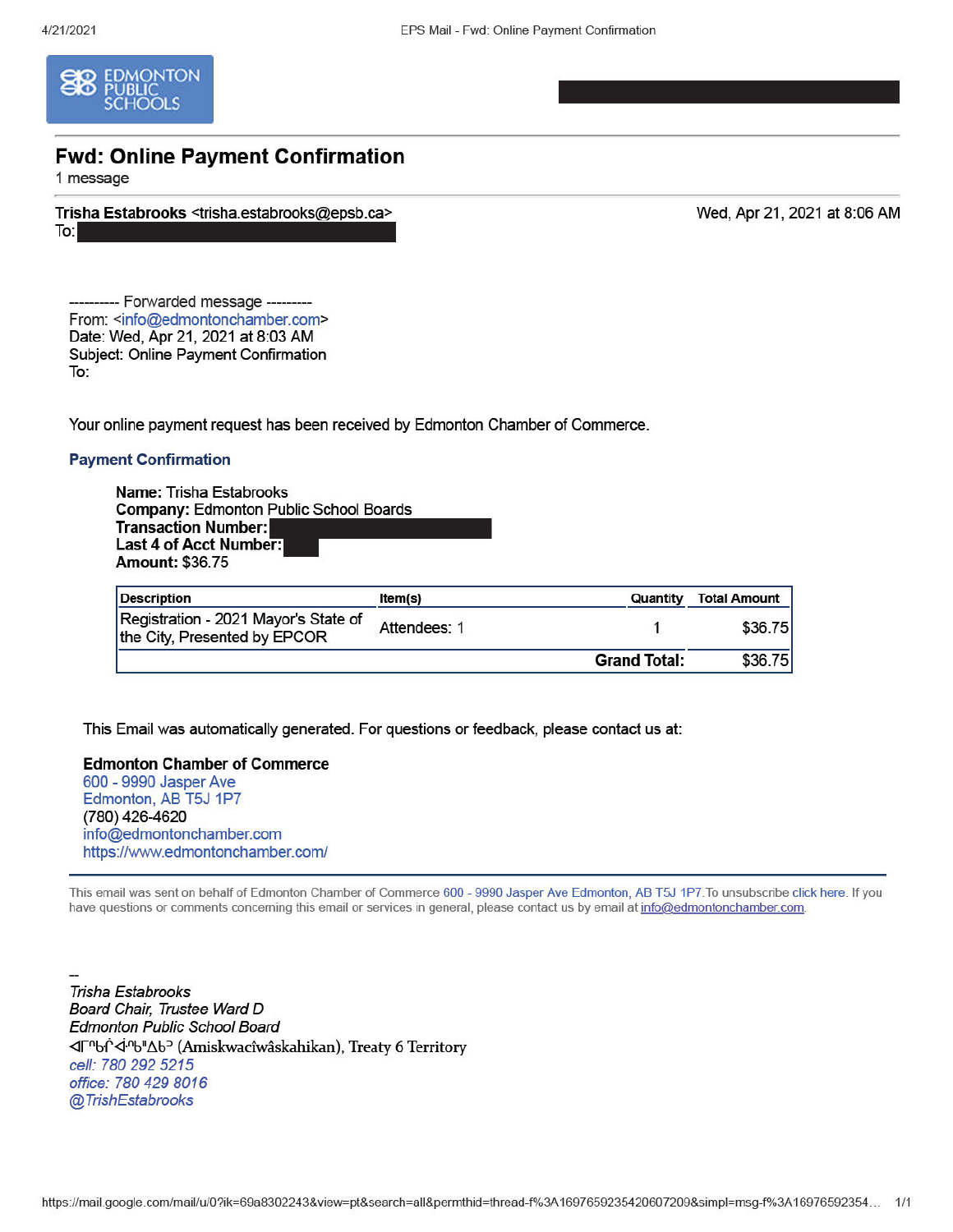EDMONTON PUBLIC SCHOOLS

# Fwd: Online Payment Confirmation

1 message

**Trisha Estabrooks** <trisha.estabrooks@epsb.ca>
To:

Wed, Apr 21, 2021 at 8:06 AM

---------- Forwarded message ---------
From: <info@edmontonchamber.com>
Date: Wed, Apr 21, 2021 at 8:03 AM
Subject: Online Payment Confirmation
To:

Your online payment request has been received by Edmonton Chamber of Commerce.

## Payment Confirmation

**Name:** Trisha Estabrooks
**Company:** Edmonton Public School Boards
**Transaction Number:**
**Last 4 of Acct Number:**
**Amount:** $36.75

| Description | Item(s) | Quantity | Total Amount |
|---|---|---|---|
| Registration - 2021 Mayor's State of the City, Presented by EPCOR | Attendees: 1 | 1 | $36.75 |
| | | **Grand Total:** | $36.75 |

This Email was automatically generated. For questions or feedback, please contact us at:

**Edmonton Chamber of Commerce**
600 - 9990 Jasper Ave
Edmonton, AB T5J 1P7
(780) 426-4620
info@edmontonchamber.com
https://www.edmontonchamber.com/

This email was sent on behalf of Edmonton Chamber of Commerce 600 - 9990 Jasper Ave Edmonton, AB T5J 1P7.To unsubscribe click here. If you have questions or comments concerning this email or services in general, please contact us by email at info@edmontonchamber.com.

--
*Trisha Estabrooks*
*Board Chair, Trustee Ward D*
*Edmonton Public School Board*
ᐊᒥᐢᑲᐧᒋᕀᐋᐧᐢᑲᐦᐃᑲᐣ (Amiskwacîwâskahikan), Treaty 6 Territory
*cell: 780 292 5215*
*office: 780 429 8016*
*@TrishEstabrooks*